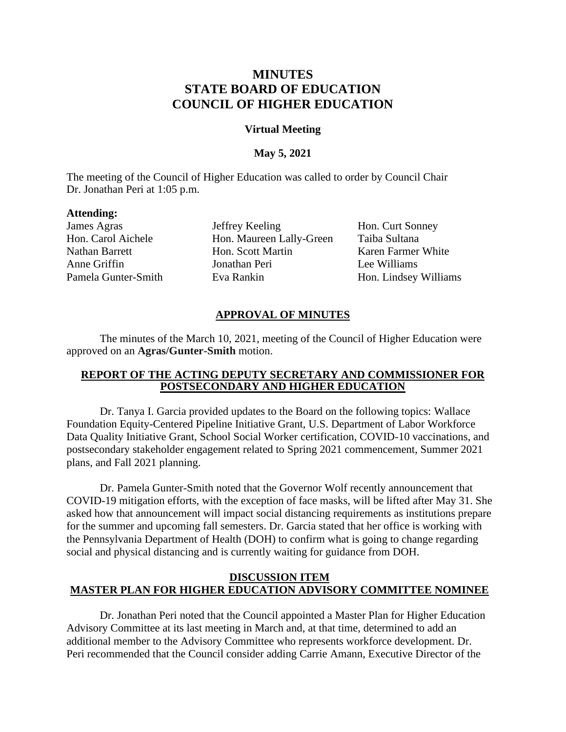# MINUTES
# STATE BOARD OF EDUCATION
# COUNCIL OF HIGHER EDUCATION

**Virtual Meeting**

**May 5, 2021**

The meeting of the Council of Higher Education was called to order by Council Chair Dr. Jonathan Peri at 1:05 p.m.

**Attending:**

| | | |
|---|---|---|
| James Agras | Jeffrey Keeling | Hon. Curt Sonney |
| Hon. Carol Aichele | Hon. Maureen Lally-Green | Taiba Sultana |
| Nathan Barrett | Hon. Scott Martin | Karen Farmer White |
| Anne Griffin | Jonathan Peri | Lee Williams |
| Pamela Gunter-Smith | Eva Rankin | Hon. Lindsey Williams |

## APPROVAL OF MINUTES

The minutes of the March 10, 2021, meeting of the Council of Higher Education were approved on an **Agras/Gunter-Smith** motion.

## REPORT OF THE ACTING DEPUTY SECRETARY AND COMMISSIONER FOR POSTSECONDARY AND HIGHER EDUCATION

Dr. Tanya I. Garcia provided updates to the Board on the following topics: Wallace Foundation Equity-Centered Pipeline Initiative Grant, U.S. Department of Labor Workforce Data Quality Initiative Grant, School Social Worker certification, COVID-10 vaccinations, and postsecondary stakeholder engagement related to Spring 2021 commencement, Summer 2021 plans, and Fall 2021 planning.

Dr. Pamela Gunter-Smith noted that the Governor Wolf recently announcement that COVID-19 mitigation efforts, with the exception of face masks, will be lifted after May 31. She asked how that announcement will impact social distancing requirements as institutions prepare for the summer and upcoming fall semesters. Dr. Garcia stated that her office is working with the Pennsylvania Department of Health (DOH) to confirm what is going to change regarding social and physical distancing and is currently waiting for guidance from DOH.

## DISCUSSION ITEM
## MASTER PLAN FOR HIGHER EDUCATION ADVISORY COMMITTEE NOMINEE

Dr. Jonathan Peri noted that the Council appointed a Master Plan for Higher Education Advisory Committee at its last meeting in March and, at that time, determined to add an additional member to the Advisory Committee who represents workforce development. Dr. Peri recommended that the Council consider adding Carrie Amann, Executive Director of the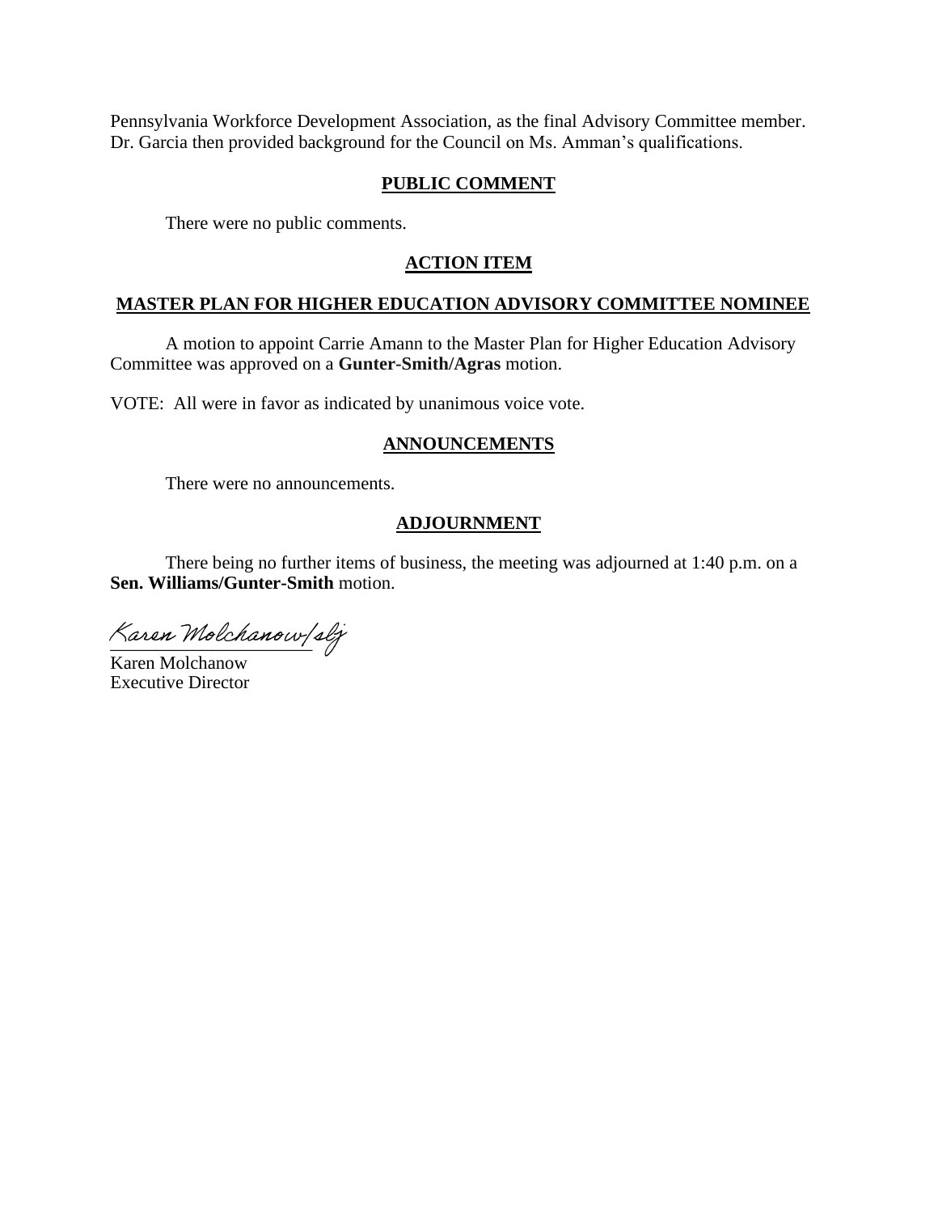Pennsylvania Workforce Development Association, as the final Advisory Committee member. Dr. Garcia then provided background for the Council on Ms. Amman's qualifications.

## PUBLIC COMMENT

There were no public comments.

## ACTION ITEM

## MASTER PLAN FOR HIGHER EDUCATION ADVISORY COMMITTEE NOMINEE

A motion to appoint Carrie Amann to the Master Plan for Higher Education Advisory Committee was approved on a **Gunter-Smith/Agras** motion.

VOTE: All were in favor as indicated by unanimous voice vote.

## ANNOUNCEMENTS

There were no announcements.

## ADJOURNMENT

There being no further items of business, the meeting was adjourned at 1:40 p.m. on a **Sen. Williams/Gunter-Smith** motion.

Karen Molchanow/slj

Karen Molchanow
Executive Director